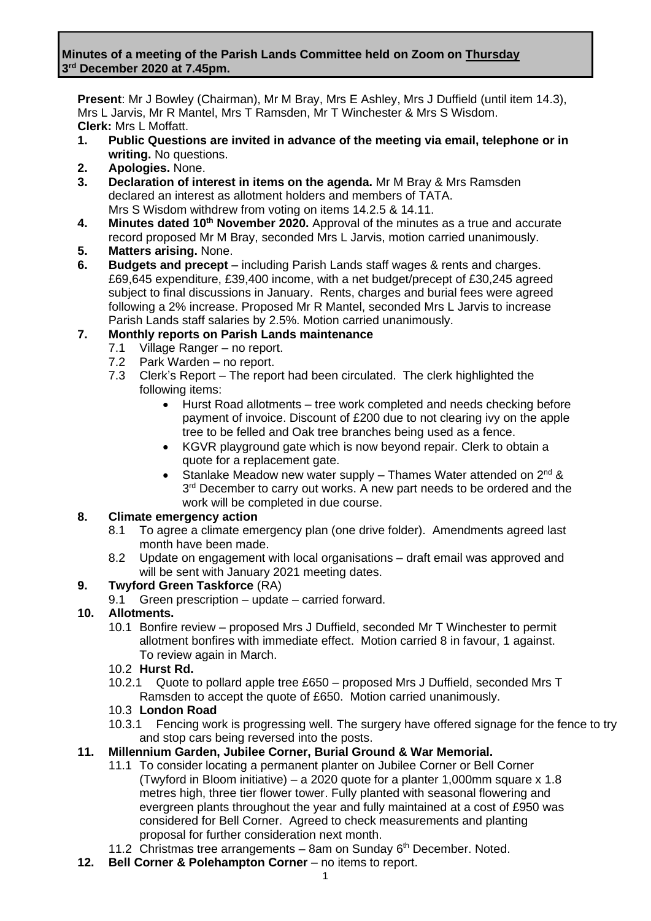**Minutes of a meeting of the Parish Lands Committee held on Zoom on Thursday 3rd December 2020 at 7.45pm.**

**Present**: Mr J Bowley (Chairman), Mr M Bray, Mrs E Ashley, Mrs J Duffield (until item 14.3), Mrs L Jarvis, Mr R Mantel, Mrs T Ramsden, Mr T Winchester & Mrs S Wisdom.
**Clerk:** Mrs L Moffatt.

1. **Public Questions are invited in advance of the meeting via email, telephone or in writing.** No questions.
2. **Apologies.** None.
3. **Declaration of interest in items on the agenda.** Mr M Bray & Mrs Ramsden declared an interest as allotment holders and members of TATA. Mrs S Wisdom withdrew from voting on items 14.2.5 & 14.11.
4. **Minutes dated 10th November 2020.** Approval of the minutes as a true and accurate record proposed Mr M Bray, seconded Mrs L Jarvis, motion carried unanimously.
5. **Matters arising.** None.
6. **Budgets and precept** – including Parish Lands staff wages & rents and charges. £69,645 expenditure, £39,400 income, with a net budget/precept of £30,245 agreed subject to final discussions in January. Rents, charges and burial fees were agreed following a 2% increase. Proposed Mr R Mantel, seconded Mrs L Jarvis to increase Parish Lands staff salaries by 2.5%. Motion carried unanimously.
7. **Monthly reports on Parish Lands maintenance**
   - 7.1 Village Ranger – no report.
   - 7.2 Park Warden – no report.
   - 7.3 Clerk's Report – The report had been circulated. The clerk highlighted the following items:
     - Hurst Road allotments – tree work completed and needs checking before payment of invoice. Discount of £200 due to not clearing ivy on the apple tree to be felled and Oak tree branches being used as a fence.
     - KGVR playground gate which is now beyond repair. Clerk to obtain a quote for a replacement gate.
     - Stanlake Meadow new water supply – Thames Water attended on 2nd & 3rd December to carry out works. A new part needs to be ordered and the work will be completed in due course.
8. **Climate emergency action**
   - 8.1 To agree a climate emergency plan (one drive folder). Amendments agreed last month have been made.
   - 8.2 Update on engagement with local organisations – draft email was approved and will be sent with January 2021 meeting dates.
9. **Twyford Green Taskforce** (RA)
   - 9.1 Green prescription – update – carried forward.
10. **Allotments.**
    - 10.1 Bonfire review – proposed Mrs J Duffield, seconded Mr T Winchester to permit allotment bonfires with immediate effect. Motion carried 8 in favour, 1 against. To review again in March.
    - 10.2 **Hurst Rd.**
    - 10.2.1 Quote to pollard apple tree £650 – proposed Mrs J Duffield, seconded Mrs T Ramsden to accept the quote of £650. Motion carried unanimously.
    - 10.3 **London Road**
    - 10.3.1 Fencing work is progressing well. The surgery have offered signage for the fence to try and stop cars being reversed into the posts.
11. **Millennium Garden, Jubilee Corner, Burial Ground & War Memorial.**
    - 11.1 To consider locating a permanent planter on Jubilee Corner or Bell Corner (Twyford in Bloom initiative) – a 2020 quote for a planter 1,000mm square x 1.8 metres high, three tier flower tower. Fully planted with seasonal flowering and evergreen plants throughout the year and fully maintained at a cost of £950 was considered for Bell Corner. Agreed to check measurements and planting proposal for further consideration next month.
    - 11.2 Christmas tree arrangements – 8am on Sunday 6th December. Noted.
12. **Bell Corner & Polehampton Corner** – no items to report.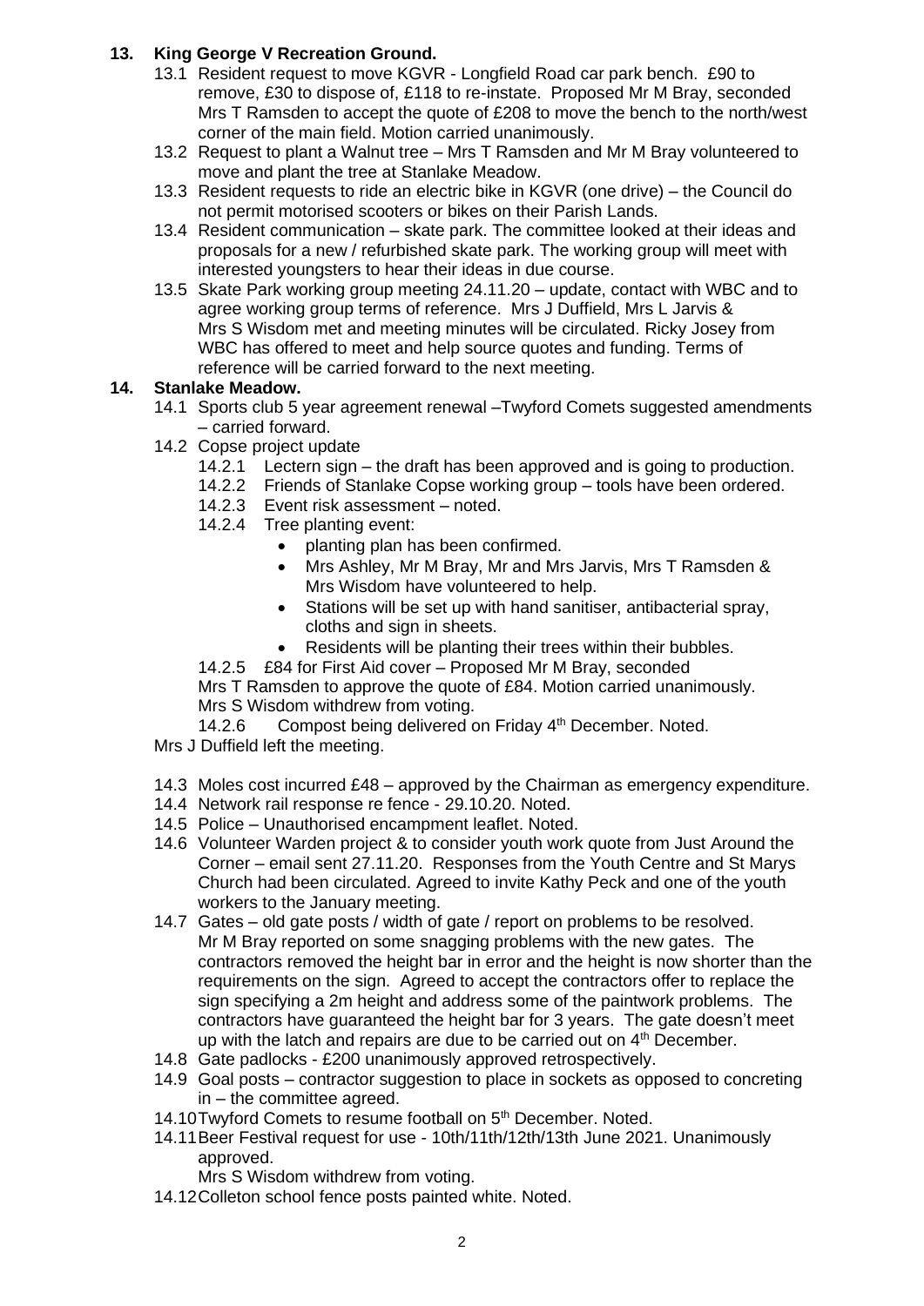## 13. King George V Recreation Ground.

13.1 Resident request to move KGVR - Longfield Road car park bench. £90 to remove, £30 to dispose of, £118 to re-instate. Proposed Mr M Bray, seconded Mrs T Ramsden to accept the quote of £208 to move the bench to the north/west corner of the main field. Motion carried unanimously.

13.2 Request to plant a Walnut tree – Mrs T Ramsden and Mr M Bray volunteered to move and plant the tree at Stanlake Meadow.

13.3 Resident requests to ride an electric bike in KGVR (one drive) – the Council do not permit motorised scooters or bikes on their Parish Lands.

13.4 Resident communication – skate park. The committee looked at their ideas and proposals for a new / refurbished skate park. The working group will meet with interested youngsters to hear their ideas in due course.

13.5 Skate Park working group meeting 24.11.20 – update, contact with WBC and to agree working group terms of reference. Mrs J Duffield, Mrs L Jarvis & Mrs S Wisdom met and meeting minutes will be circulated. Ricky Josey from WBC has offered to meet and help source quotes and funding. Terms of reference will be carried forward to the next meeting.

## 14. Stanlake Meadow.

14.1 Sports club 5 year agreement renewal –Twyford Comets suggested amendments – carried forward.

14.2 Copse project update

14.2.1 Lectern sign – the draft has been approved and is going to production.

14.2.2 Friends of Stanlake Copse working group – tools have been ordered.

14.2.3 Event risk assessment – noted.

14.2.4 Tree planting event:

- planting plan has been confirmed.
- Mrs Ashley, Mr M Bray, Mr and Mrs Jarvis, Mrs T Ramsden & Mrs Wisdom have volunteered to help.
- Stations will be set up with hand sanitiser, antibacterial spray, cloths and sign in sheets.
- Residents will be planting their trees within their bubbles.

14.2.5 £84 for First Aid cover – Proposed Mr M Bray, seconded Mrs T Ramsden to approve the quote of £84. Motion carried unanimously. Mrs S Wisdom withdrew from voting.

14.2.6 Compost being delivered on Friday 4th December. Noted.

Mrs J Duffield left the meeting.

14.3 Moles cost incurred £48 – approved by the Chairman as emergency expenditure.

14.4 Network rail response re fence - 29.10.20. Noted.

14.5 Police – Unauthorised encampment leaflet. Noted.

14.6 Volunteer Warden project & to consider youth work quote from Just Around the Corner – email sent 27.11.20. Responses from the Youth Centre and St Marys Church had been circulated. Agreed to invite Kathy Peck and one of the youth workers to the January meeting.

14.7 Gates – old gate posts / width of gate / report on problems to be resolved. Mr M Bray reported on some snagging problems with the new gates. The contractors removed the height bar in error and the height is now shorter than the requirements on the sign. Agreed to accept the contractors offer to replace the sign specifying a 2m height and address some of the paintwork problems. The contractors have guaranteed the height bar for 3 years. The gate doesn't meet up with the latch and repairs are due to be carried out on 4th December.

14.8 Gate padlocks - £200 unanimously approved retrospectively.

14.9 Goal posts – contractor suggestion to place in sockets as opposed to concreting in – the committee agreed.

14.10 Twyford Comets to resume football on 5th December. Noted.

14.11 Beer Festival request for use - 10th/11th/12th/13th June 2021. Unanimously approved.
Mrs S Wisdom withdrew from voting.

14.12 Colleton school fence posts painted white. Noted.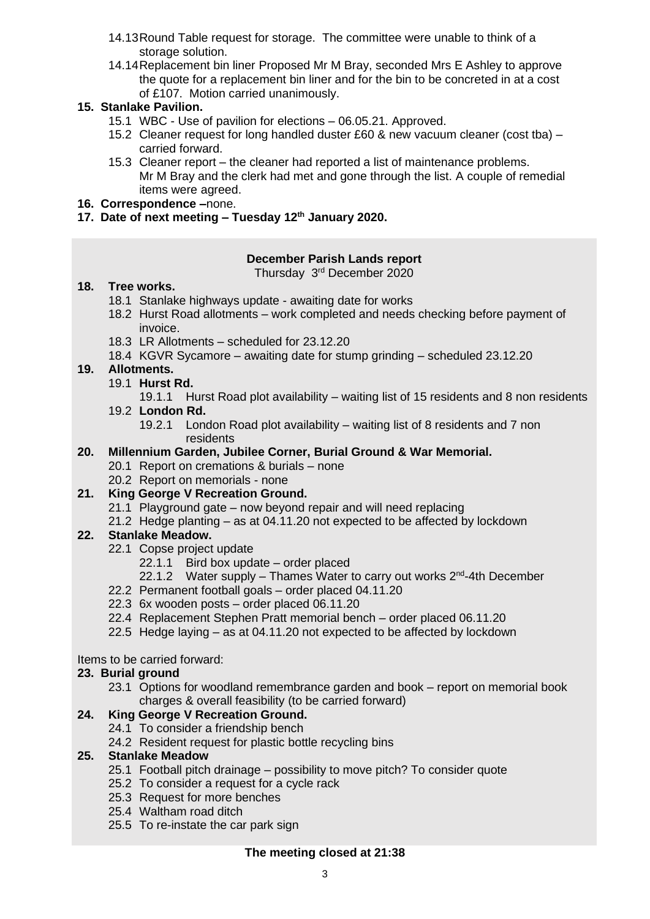14.13 Round Table request for storage. The committee were unable to think of a storage solution.

14.14 Replacement bin liner Proposed Mr M Bray, seconded Mrs E Ashley to approve the quote for a replacement bin liner and for the bin to be concreted in at a cost of £107. Motion carried unanimously.

**15. Stanlake Pavilion.**

15.1 WBC - Use of pavilion for elections – 06.05.21. Approved.

15.2 Cleaner request for long handled duster £60 & new vacuum cleaner (cost tba) – carried forward.

15.3 Cleaner report – the cleaner had reported a list of maintenance problems. Mr M Bray and the clerk had met and gone through the list. A couple of remedial items were agreed.

**16. Correspondence –**none.

**17. Date of next meeting – Tuesday 12th January 2020.**

**December Parish Lands report**

Thursday 3rd December 2020

**18. Tree works.**

18.1 Stanlake highways update - awaiting date for works

18.2 Hurst Road allotments – work completed and needs checking before payment of invoice.

18.3 LR Allotments – scheduled for 23.12.20

18.4 KGVR Sycamore – awaiting date for stump grinding – scheduled 23.12.20

**19. Allotments.**

19.1 **Hurst Rd.**

19.1.1 Hurst Road plot availability – waiting list of 15 residents and 8 non residents

19.2 **London Rd.**

19.2.1 London Road plot availability – waiting list of 8 residents and 7 non residents

**20. Millennium Garden, Jubilee Corner, Burial Ground & War Memorial.**

20.1 Report on cremations & burials – none

20.2 Report on memorials - none

**21. King George V Recreation Ground.**

21.1 Playground gate – now beyond repair and will need replacing

21.2 Hedge planting – as at 04.11.20 not expected to be affected by lockdown

**22. Stanlake Meadow.**

22.1 Copse project update

22.1.1 Bird box update – order placed

22.1.2 Water supply – Thames Water to carry out works 2nd-4th December

22.2 Permanent football goals – order placed 04.11.20

22.3 6x wooden posts – order placed 06.11.20

22.4 Replacement Stephen Pratt memorial bench – order placed 06.11.20

22.5 Hedge laying – as at 04.11.20 not expected to be affected by lockdown

Items to be carried forward:

**23. Burial ground**

23.1 Options for woodland remembrance garden and book – report on memorial book charges & overall feasibility (to be carried forward)

**24. King George V Recreation Ground.**

24.1 To consider a friendship bench

24.2 Resident request for plastic bottle recycling bins

**25. Stanlake Meadow**

25.1 Football pitch drainage – possibility to move pitch? To consider quote

25.2 To consider a request for a cycle rack

25.3 Request for more benches

25.4 Waltham road ditch

25.5 To re-instate the car park sign

**The meeting closed at 21:38**